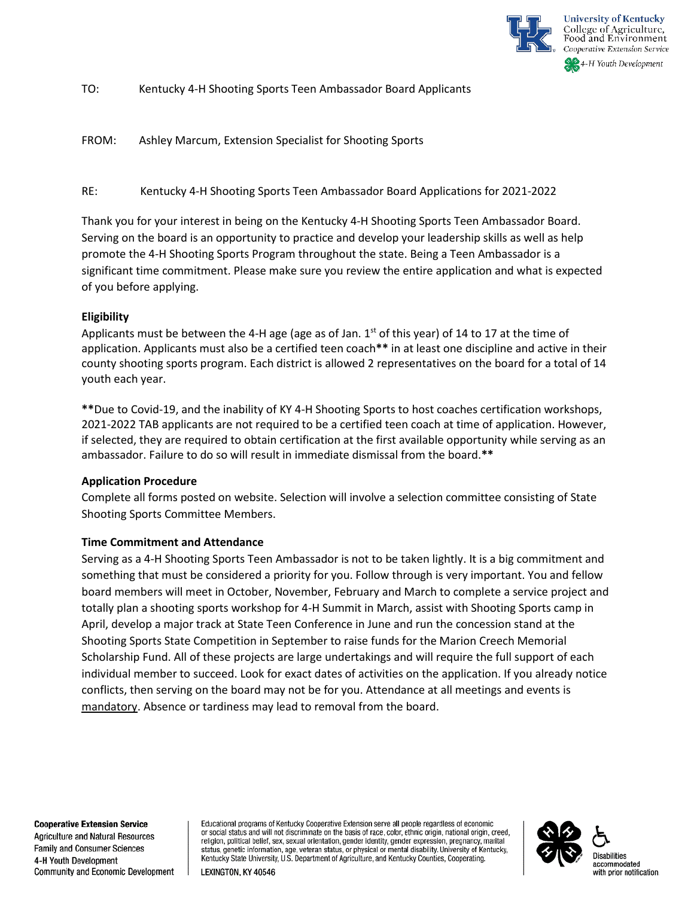TO: Kentucky 4-H Shooting Sports Teen Ambassador Board Applicants

FROM: Ashley Marcum, Extension Specialist for Shooting Sports

RE: Kentucky 4-H Shooting Sports Teen Ambassador Board Applications for 2021-2022

Thank you for your interest in being on the Kentucky 4-H Shooting Sports Teen Ambassador Board. Serving on the board is an opportunity to practice and develop your leadership skills as well as help promote the 4-H Shooting Sports Program throughout the state. Being a Teen Ambassador is a significant time commitment. Please make sure you review the entire application and what is expected of you before applying.

**Eligibility**

Applicants must be between the 4-H age (age as of Jan. 1st of this year) of 14 to 17 at the time of application. Applicants must also be a certified teen coach** in at least one discipline and active in their county shooting sports program. Each district is allowed 2 representatives on the board for a total of 14 youth each year.

**Due to Covid-19, and the inability of KY 4-H Shooting Sports to host coaches certification workshops, 2021-2022 TAB applicants are not required to be a certified teen coach at time of application. However, if selected, they are required to obtain certification at the first available opportunity while serving as an ambassador. Failure to do so will result in immediate dismissal from the board.**

**Application Procedure**

Complete all forms posted on website. Selection will involve a selection committee consisting of State Shooting Sports Committee Members.

**Time Commitment and Attendance**

Serving as a 4-H Shooting Sports Teen Ambassador is not to be taken lightly. It is a big commitment and something that must be considered a priority for you. Follow through is very important. You and fellow board members will meet in October, November, February and March to complete a service project and totally plan a shooting sports workshop for 4-H Summit in March, assist with Shooting Sports camp in April, develop a major track at State Teen Conference in June and run the concession stand at the Shooting Sports State Competition in September to raise funds for the Marion Creech Memorial Scholarship Fund. All of these projects are large undertakings and will require the full support of each individual member to succeed. Look for exact dates of activities on the application. If you already notice conflicts, then serving on the board may not be for you. Attendance at all meetings and events is mandatory. Absence or tardiness may lead to removal from the board.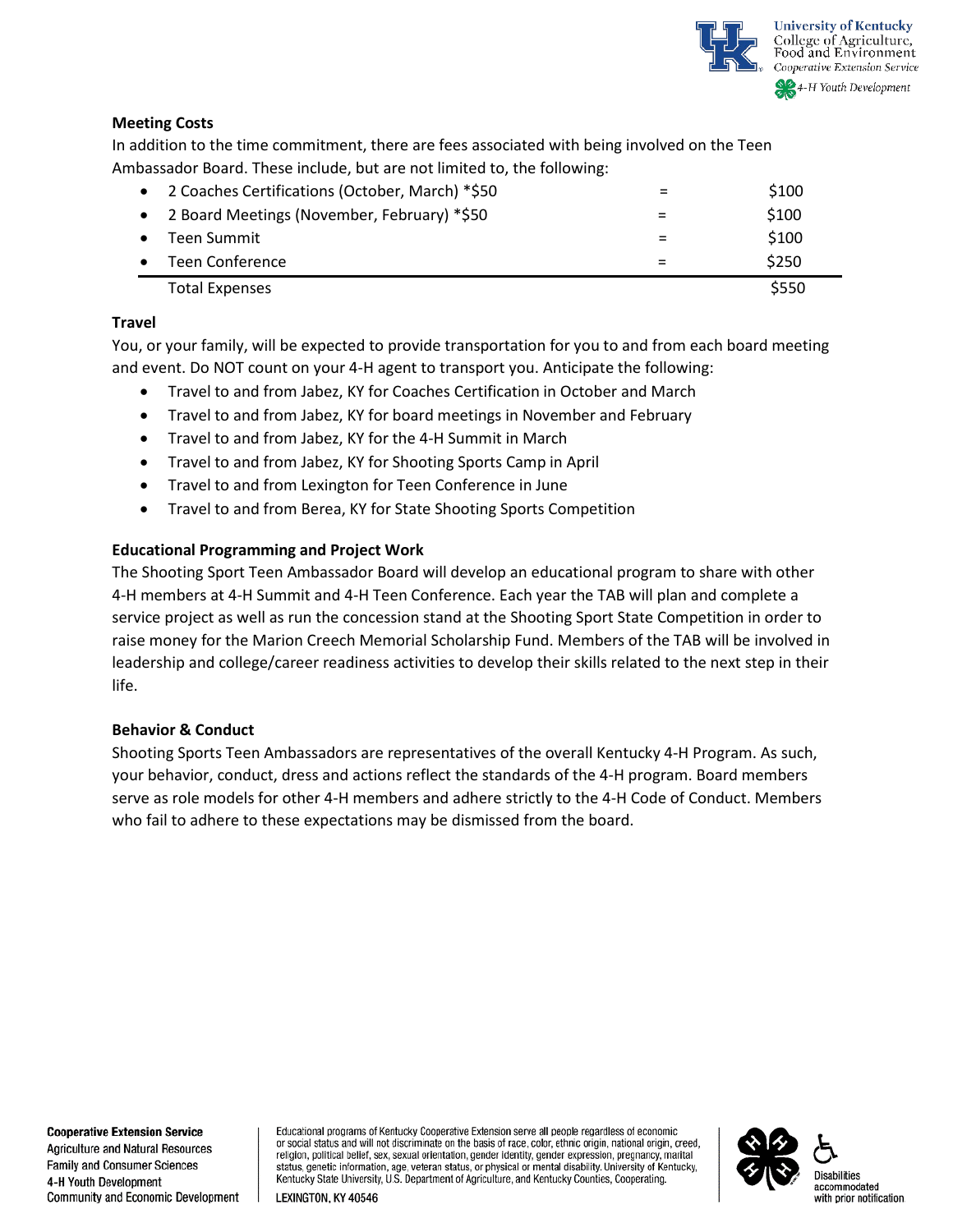**Meeting Costs**

In addition to the time commitment, there are fees associated with being involved on the Teen Ambassador Board. These include, but are not limited to, the following:

| Item | | Cost |
|---|---|---|
| • 2 Coaches Certifications (October, March) *$50 | = | $100 |
| • 2 Board Meetings (November, February) *$50 | = | $100 |
| • Teen Summit | = | $100 |
| • Teen Conference | = | $250 |
| Total Expenses | | $550 |

**Travel**

You, or your family, will be expected to provide transportation for you to and from each board meeting and event. Do NOT count on your 4-H agent to transport you. Anticipate the following:

- Travel to and from Jabez, KY for Coaches Certification in October and March
- Travel to and from Jabez, KY for board meetings in November and February
- Travel to and from Jabez, KY for the 4-H Summit in March
- Travel to and from Jabez, KY for Shooting Sports Camp in April
- Travel to and from Lexington for Teen Conference in June
- Travel to and from Berea, KY for State Shooting Sports Competition

**Educational Programming and Project Work**

The Shooting Sport Teen Ambassador Board will develop an educational program to share with other 4-H members at 4-H Summit and 4-H Teen Conference. Each year the TAB will plan and complete a service project as well as run the concession stand at the Shooting Sport State Competition in order to raise money for the Marion Creech Memorial Scholarship Fund. Members of the TAB will be involved in leadership and college/career readiness activities to develop their skills related to the next step in their life.

**Behavior & Conduct**

Shooting Sports Teen Ambassadors are representatives of the overall Kentucky 4-H Program. As such, your behavior, conduct, dress and actions reflect the standards of the 4-H program. Board members serve as role models for other 4-H members and adhere strictly to the 4-H Code of Conduct. Members who fail to adhere to these expectations may be dismissed from the board.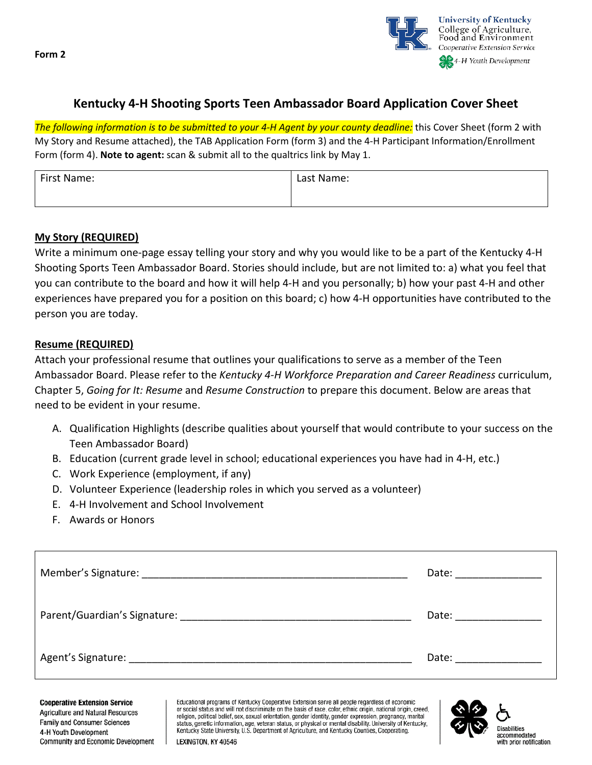Form 2

University of Kentucky
College of Agriculture, Food and Environment
Cooperative Extension Service
4-H Youth Development

## Kentucky 4-H Shooting Sports Teen Ambassador Board Application Cover Sheet

*The following information is to be submitted to your 4-H Agent by your county deadline:* this Cover Sheet (form 2 with My Story and Resume attached), the TAB Application Form (form 3) and the 4-H Participant Information/Enrollment Form (form 4). **Note to agent:** scan & submit all to the qualtrics link by May 1.

| First Name: | Last Name: |
|---|---|
| | |

### My Story (REQUIRED)

Write a minimum one-page essay telling your story and why you would like to be a part of the Kentucky 4-H Shooting Sports Teen Ambassador Board. Stories should include, but are not limited to: a) what you feel that you can contribute to the board and how it will help 4-H and you personally; b) how your past 4-H and other experiences have prepared you for a position on this board; c) how 4-H opportunities have contributed to the person you are today.

### Resume (REQUIRED)

Attach your professional resume that outlines your qualifications to serve as a member of the Teen Ambassador Board. Please refer to the *Kentucky 4-H Workforce Preparation and Career Readiness* curriculum, Chapter 5, *Going for It: Resume* and *Resume Construction* to prepare this document. Below are areas that need to be evident in your resume.

A. Qualification Highlights (describe qualities about yourself that would contribute to your success on the Teen Ambassador Board)
B. Education (current grade level in school; educational experiences you have had in 4-H, etc.)
C. Work Experience (employment, if any)
D. Volunteer Experience (leadership roles in which you served as a volunteer)
E. 4-H Involvement and School Involvement
F. Awards or Honors

Member's Signature: ______________________________________________ Date: _______________

Parent/Guardian's Signature: ________________________________________ Date: _______________

Agent's Signature: _________________________________________________ Date: _______________

**Cooperative Extension Service**
Agriculture and Natural Resources
Family and Consumer Sciences
4-H Youth Development
Community and Economic Development

Educational programs of Kentucky Cooperative Extension serve all people regardless of economic or social status and will not discriminate on the basis of race, color, ethnic origin, national origin, creed, religion, political belief, sex, sexual orientation, gender identity, gender expression, pregnancy, marital status, genetic information, age, veteran status, or physical or mental disability. University of Kentucky, Kentucky State University, U.S. Department of Agriculture, and Kentucky Counties, Cooperating.
LEXINGTON, KY 40546

Disabilities accommodated with prior notification.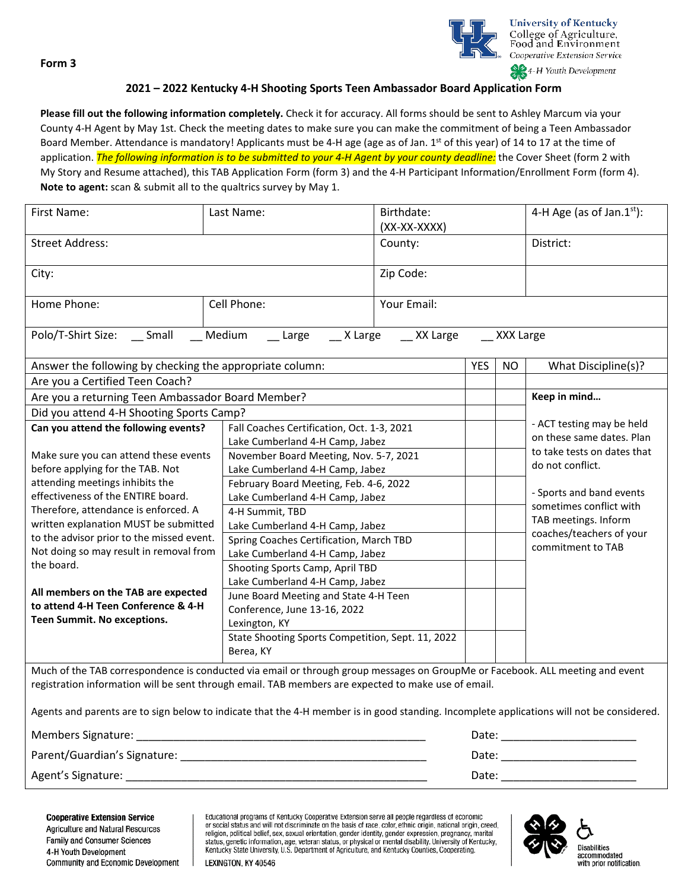**Form 3**

University of Kentucky
College of Agriculture, Food and Environment
Cooperative Extension Service
4-H Youth Development

## 2021 – 2022 Kentucky 4-H Shooting Sports Teen Ambassador Board Application Form

**Please fill out the following information completely.** Check it for accuracy. All forms should be sent to Ashley Marcum via your County 4-H Agent by May 1st. Check the meeting dates to make sure you can make the commitment of being a Teen Ambassador Board Member. Attendance is mandatory! Applicants must be 4-H age (age as of Jan. 1st of this year) of 14 to 17 at the time of application. *The following information is to be submitted to your 4-H Agent by your county deadline:* the Cover Sheet (form 2 with My Story and Resume attached), this TAB Application Form (form 3) and the 4-H Participant Information/Enrollment Form (form 4). **Note to agent:** scan & submit all to the qualtrics survey by May 1.

| First Name: | Last Name: | Birthdate: (XX-XX-XXXX) | 4-H Age (as of Jan.1st): |
|---|---|---|---|
| Street Address: | | County: | District: |
| City: | | Zip Code: | |
| Home Phone: | Cell Phone: | Your Email: | |

Polo/T-Shirt Size: __ Small __ Medium __ Large __ X Large __ XX Large __ XXX Large

| Answer the following by checking the appropriate column: | | YES | NO | What Discipline(s)? |
|---|---|---|---|---|
| Are you a Certified Teen Coach? | | | | |
| Are you a returning Teen Ambassador Board Member? | | | | **Keep in mind…** |
| Did you attend 4-H Shooting Sports Camp? | | | | |
| **Can you attend the following events?** | Fall Coaches Certification, Oct. 1-3, 2021 Lake Cumberland 4-H Camp, Jabez | | | - ACT testing may be held on these same dates. Plan to take tests on dates that do not conflict. |
| Make sure you can attend these events before applying for the TAB. Not attending meetings inhibits the effectiveness of the ENTIRE board. Therefore, attendance is enforced. A written explanation MUST be submitted to the advisor prior to the missed event. Not doing so may result in removal from the board. | November Board Meeting, Nov. 5-7, 2021 Lake Cumberland 4-H Camp, Jabez | | | - Sports and band events sometimes conflict with TAB meetings. Inform coaches/teachers of your commitment to TAB |
| | February Board Meeting, Feb. 4-6, 2022 Lake Cumberland 4-H Camp, Jabez | | | |
| | 4-H Summit, TBD Lake Cumberland 4-H Camp, Jabez | | | |
| | Spring Coaches Certification, March TBD Lake Cumberland 4-H Camp, Jabez | | | |
| **All members on the TAB are expected to attend 4-H Teen Conference & 4-H Teen Summit. No exceptions.** | Shooting Sports Camp, April TBD Lake Cumberland 4-H Camp, Jabez | | | |
| | June Board Meeting and State 4-H Teen Conference, June 13-16, 2022 Lexington, KY | | | |
| | State Shooting Sports Competition, Sept. 11, 2022 Berea, KY | | | |

Much of the TAB correspondence is conducted via email or through group messages on GroupMe or Facebook. ALL meeting and event registration information will be sent through email. TAB members are expected to make use of email.

Agents and parents are to sign below to indicate that the 4-H member is in good standing. Incomplete applications will not be considered.

Members Signature: ________________________________________________ Date: ______________________

Parent/Guardian's Signature: ________________________________________ Date: ______________________

Agent's Signature: _________________________________________________ Date: ______________________

**Cooperative Extension Service**
Agriculture and Natural Resources
Family and Consumer Sciences
4-H Youth Development
Community and Economic Development

Educational programs of Kentucky Cooperative Extension serve all people regardless of economic or social status and will not discriminate on the basis of race, color, ethnic origin, national origin, creed, religion, political belief, sex, sexual orientation, gender identity, gender expression, pregnancy, marital status, genetic information, age, veteran status, or physical or mental disability. University of Kentucky, Kentucky State University, U.S. Department of Agriculture, and Kentucky Counties, Cooperating.

LEXINGTON, KY 40546

Disabilities accommodated with prior notification.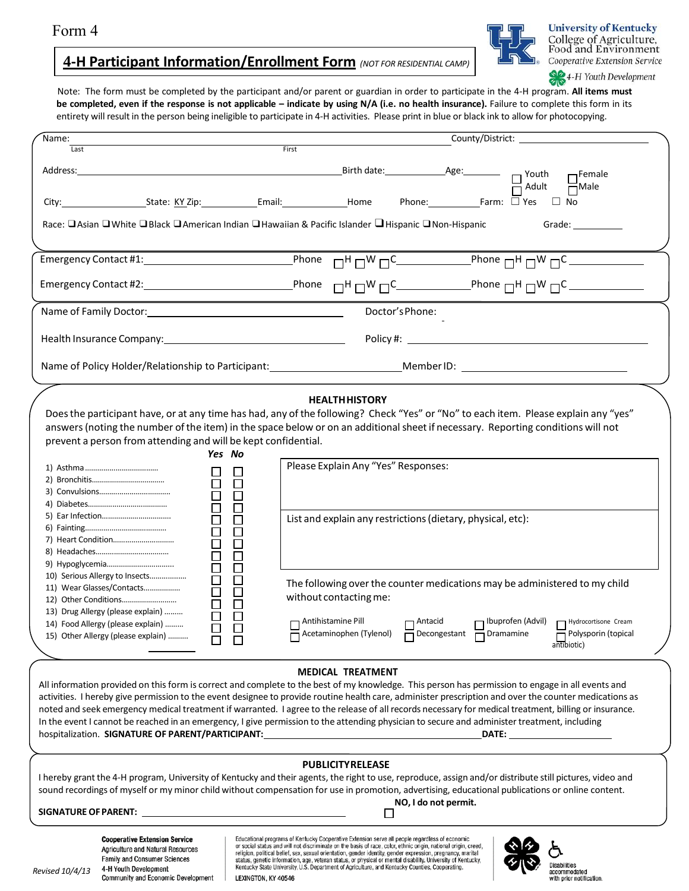Form 4

# 4-H Participant Information/Enrollment Form *(NOT FOR RESIDENTIAL CAMP)*

University of Kentucky
College of Agriculture, Food and Environment
Cooperative Extension Service
4-H Youth Development

Note: The form must be completed by the participant and/or parent or guardian in order to participate in the 4-H program. **All items must be completed, even if the response is not applicable – indicate by using N/A (i.e. no health insurance).** Failure to complete this form in its entirety will result in the person being ineligible to participate in 4-H activities. Please print in blue or black ink to allow for photocopying.

Name: ______________________ (Last) ______________________ (First) County/District: ______________________

Address: ______________________ Birth date: __________ Age: ______ ☐ Youth ☐ Adult ☐ Female ☐ Male

City: __________ State: KY Zip: __________ Email: __________ Home Phone: __________ Farm: ☐ Yes ☐ No

Race: ☐ Asian ☐ White ☐ Black ☐ American Indian ☐ Hawaiian & Pacific Islander ☐ Hispanic ☐ Non-Hispanic Grade: __________

Emergency Contact #1: ______________________ Phone ☐H ☐W ☐C __________ Phone ☐H ☐W ☐C __________

Emergency Contact #2: ______________________ Phone ☐H ☐W ☐C __________ Phone ☐H ☐W ☐C __________

Name of Family Doctor: ______________________ Doctor's Phone: __________

Health Insurance Company: ______________________ Policy #: __________

Name of Policy Holder/Relationship to Participant: ______________________ Member ID: __________

## HEALTH HISTORY

Does the participant have, or at any time has had, any of the following? Check "Yes" or "No" to each item. Please explain any "yes" answers (noting the number of the item) in the space below or on an additional sheet if necessary. Reporting conditions will not prevent a person from attending and will be kept confidential.

| | Yes | No |
|---|---|---|
| 1) Asthma | ☐ | ☐ |
| 2) Bronchitis | ☐ | ☐ |
| 3) Convulsions | ☐ | ☐ |
| 4) Diabetes | ☐ | ☐ |
| 5) Ear Infection | ☐ | ☐ |
| 6) Fainting | ☐ | ☐ |
| 7) Heart Condition | ☐ | ☐ |
| 8) Headaches | ☐ | ☐ |
| 9) Hypoglycemia | ☐ | ☐ |
| 10) Serious Allergy to Insects | ☐ | ☐ |
| 11) Wear Glasses/Contacts | ☐ | ☐ |
| 12) Other Conditions | ☐ | ☐ |
| 13) Drug Allergy (please explain) | ☐ | ☐ |
| 14) Food Allergy (please explain) | ☐ | ☐ |
| 15) Other Allergy (please explain) | ☐ | ☐ |

Please Explain Any "Yes" Responses:

List and explain any restrictions (dietary, physical, etc):

The following over the counter medications may be administered to my child without contacting me:

☐ Antihistamine Pill ☐ Antacid ☐ Ibuprofen (Advil) ☐ Hydrocortisone Cream
☐ Acetaminophen (Tylenol) ☐ Decongestant ☐ Dramamine ☐ Polysporin (topical antibiotic)

## MEDICAL TREATMENT

All information provided on this form is correct and complete to the best of my knowledge. This person has permission to engage in all events and activities. I hereby give permission to the event designee to provide routine health care, administer prescription and over the counter medications as noted and seek emergency medical treatment if warranted. I agree to the release of all records necessary for medical treatment, billing or insurance. In the event I cannot be reached in an emergency, I give permission to the attending physician to secure and administer treatment, including hospitalization. **SIGNATURE OF PARENT/PARTICIPANT:** ______________________ **DATE:** __________

## PUBLICITY RELEASE

I hereby grant the 4-H program, University of Kentucky and their agents, the right to use, reproduce, assign and/or distribute still pictures, video and sound recordings of myself or my minor child without compensation for use in promotion, advertising, educational publications or online content.

**SIGNATURE OF PARENT:** ______________________ **NO, I do not permit.** ☐

Revised 10/4/13

Cooperative Extension Service
Agriculture and Natural Resources
Family and Consumer Sciences
4-H Youth Development
Community and Economic Development

Educational programs of Kentucky Cooperative Extension serve all people regardless of economic or social status and will not discriminate on the basis of race, color, ethnic origin, national origin, creed, religion, political belief, sex, sexual orientation, gender identity, gender expression, pregnancy, marital status, genetic information, age, veteran status, or physical or mental disability. University of Kentucky, Kentucky State University, U.S. Department of Agriculture, and Kentucky Counties, Cooperating.
LEXINGTON, KY 40546

Disabilities accommodated with prior notification.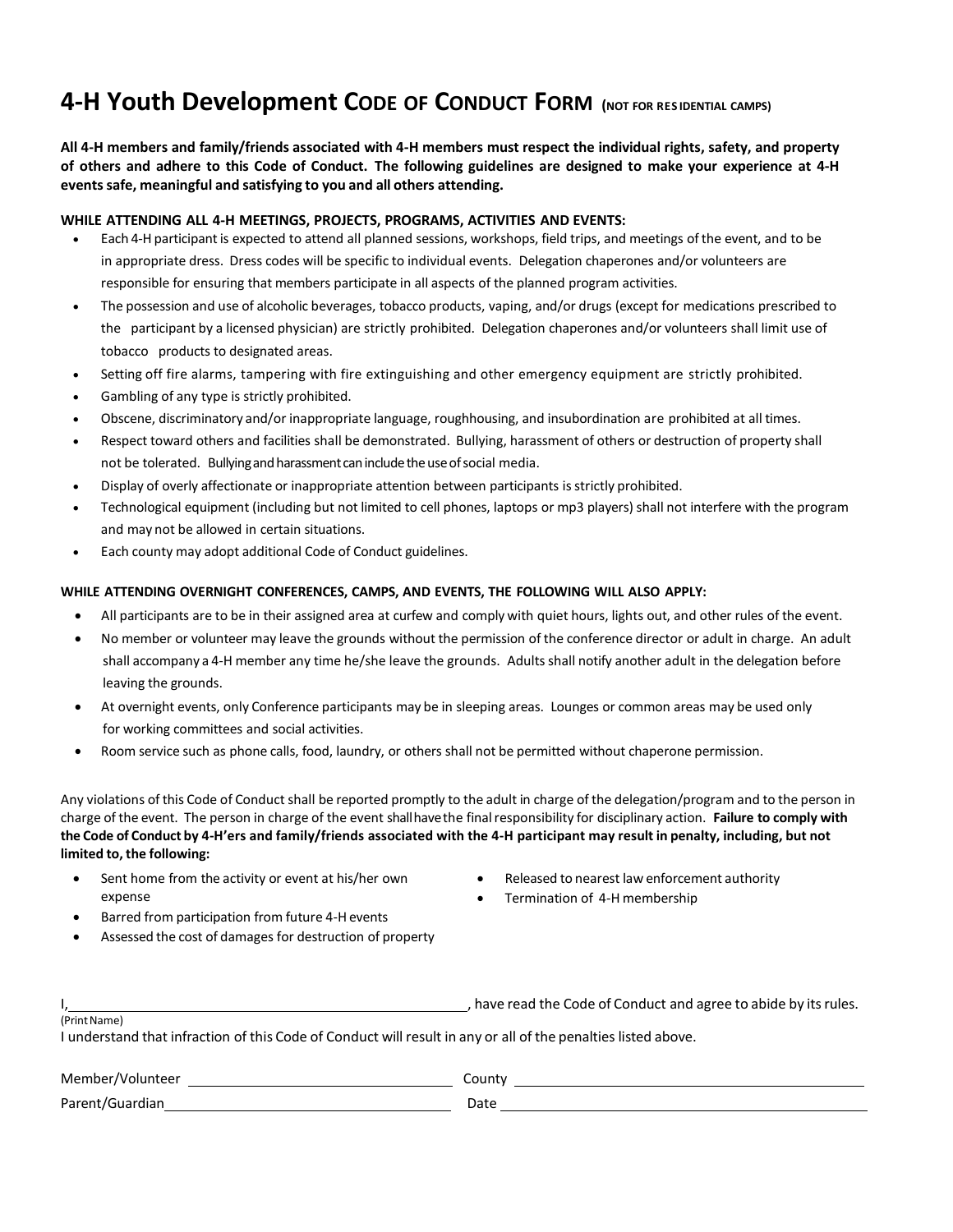# 4-H Youth Development CODE OF CONDUCT FORM (NOT FOR RESIDENTIAL CAMPS)

**All 4-H members and family/friends associated with 4-H members must respect the individual rights, safety, and property of others and adhere to this Code of Conduct. The following guidelines are designed to make your experience at 4-H events safe, meaningful and satisfying to you and all others attending.**

**WHILE ATTENDING ALL 4-H MEETINGS, PROJECTS, PROGRAMS, ACTIVITIES AND EVENTS:**

- Each 4-H participant is expected to attend all planned sessions, workshops, field trips, and meetings of the event, and to be in appropriate dress. Dress codes will be specific to individual events. Delegation chaperones and/or volunteers are responsible for ensuring that members participate in all aspects of the planned program activities.
- The possession and use of alcoholic beverages, tobacco products, vaping, and/or drugs (except for medications prescribed to the participant by a licensed physician) are strictly prohibited. Delegation chaperones and/or volunteers shall limit use of tobacco products to designated areas.
- Setting off fire alarms, tampering with fire extinguishing and other emergency equipment are strictly prohibited.
- Gambling of any type is strictly prohibited.
- Obscene, discriminatory and/or inappropriate language, roughhousing, and insubordination are prohibited at all times.
- Respect toward others and facilities shall be demonstrated. Bullying, harassment of others or destruction of property shall not be tolerated. Bullying and harassment can include the use of social media.
- Display of overly affectionate or inappropriate attention between participants is strictly prohibited.
- Technological equipment (including but not limited to cell phones, laptops or mp3 players) shall not interfere with the program and may not be allowed in certain situations.
- Each county may adopt additional Code of Conduct guidelines.

**WHILE ATTENDING OVERNIGHT CONFERENCES, CAMPS, AND EVENTS, THE FOLLOWING WILL ALSO APPLY:**

- All participants are to be in their assigned area at curfew and comply with quiet hours, lights out, and other rules of the event.
- No member or volunteer may leave the grounds without the permission of the conference director or adult in charge. An adult shall accompany a 4-H member any time he/she leave the grounds. Adults shall notify another adult in the delegation before leaving the grounds.
- At overnight events, only Conference participants may be in sleeping areas. Lounges or common areas may be used only for working committees and social activities.
- Room service such as phone calls, food, laundry, or others shall not be permitted without chaperone permission.

Any violations of this Code of Conduct shall be reported promptly to the adult in charge of the delegation/program and to the person in charge of the event. The person in charge of the event shall have the final responsibility for disciplinary action. **Failure to comply with the Code of Conduct by 4-H'ers and family/friends associated with the 4-H participant may result in penalty, including, but not limited to, the following:**

- Sent home from the activity or event at his/her own expense
- Barred from participation from future 4-H events
- Assessed the cost of damages for destruction of property
- Released to nearest law enforcement authority
- Termination of 4-H membership

I, ______________________________, have read the Code of Conduct and agree to abide by its rules.
(Print Name)

I understand that infraction of this Code of Conduct will result in any or all of the penalties listed above.

Member/Volunteer ______________________________ County ______________________________

Parent/Guardian ______________________________ Date ______________________________